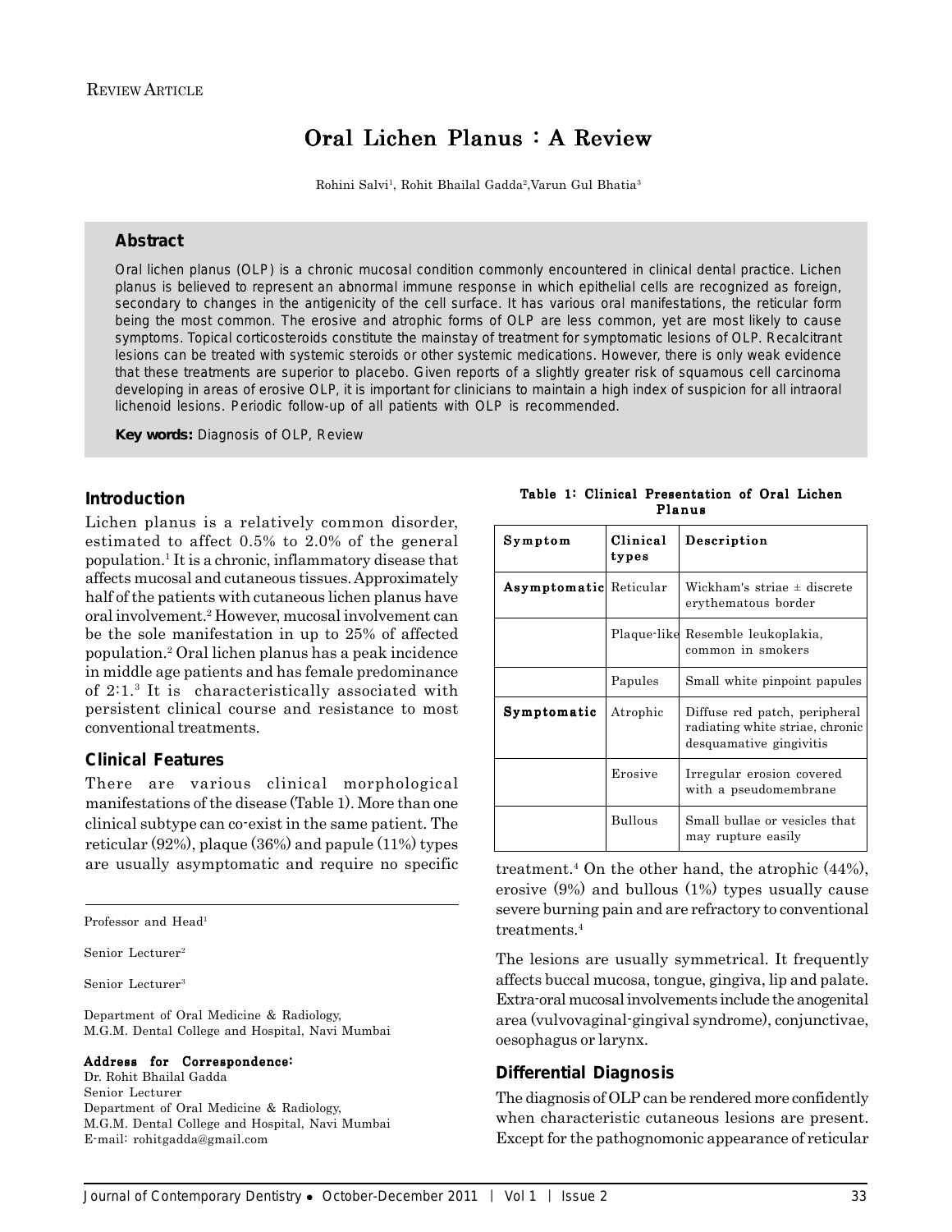REVIEW ARTICLE

# Oral Lichen Planus : A Review

Rohini Salvi[1], Rohit Bhailal Gadda[2], Varun Gul Bhatia[3]

## Abstract

Oral lichen planus (OLP) is a chronic mucosal condition commonly encountered in clinical dental practice. Lichen planus is believed to represent an abnormal immune response in which epithelial cells are recognized as foreign, secondary to changes in the antigenicity of the cell surface. It has various oral manifestations, the reticular form being the most common. The erosive and atrophic forms of OLP are less common, yet are most likely to cause symptoms. Topical corticosteroids constitute the mainstay of treatment for symptomatic lesions of OLP. Recalcitrant lesions can be treated with systemic steroids or other systemic medications. However, there is only weak evidence that these treatments are superior to placebo. Given reports of a slightly greater risk of squamous cell carcinoma developing in areas of erosive OLP, it is important for clinicians to maintain a high index of suspicion for all intraoral lichenoid lesions. Periodic follow-up of all patients with OLP is recommended.

**Key words:** Diagnosis of OLP, Review

## Introduction

Lichen planus is a relatively common disorder, estimated to affect 0.5% to 2.0% of the general population.[1] It is a chronic, inflammatory disease that affects mucosal and cutaneous tissues. Approximately half of the patients with cutaneous lichen planus have oral involvement.[2] However, mucosal involvement can be the sole manifestation in up to 25% of affected population.[2] Oral lichen planus has a peak incidence in middle age patients and has female predominance of 2:1.[3] It is characteristically associated with persistent clinical course and resistance to most conventional treatments.

## Clinical Features

There are various clinical morphological manifestations of the disease (Table 1). More than one clinical subtype can co-exist in the same patient. The reticular (92%), plaque (36%) and papule (11%) types are usually asymptomatic and require no specific treatment.[4] On the other hand, the atrophic (44%), erosive (9%) and bullous (1%) types usually cause severe burning pain and are refractory to conventional treatments.[4]

**Table 1: Clinical Presentation of Oral Lichen Planus**

| Symptom | Clinical types | Description |
| --- | --- | --- |
| **Asymptomatic** | Reticular | Wickham's striae ± discrete erythematous border |
| | Plaque-like | Resemble leukoplakia, common in smokers |
| | Papules | Small white pinpoint papules |
| **Symptomatic** | Atrophic | Diffuse red patch, peripheral radiating white striae, chronic desquamative gingivitis |
| | Erosive | Irregular erosion covered with a pseudomembrane |
| | Bullous | Small bullae or vesicles that may rupture easily |

The lesions are usually symmetrical. It frequently affects buccal mucosa, tongue, gingiva, lip and palate. Extra-oral mucosal involvements include the anogenital area (vulvovaginal-gingival syndrome), conjunctivae, oesophagus or larynx.

## Differential Diagnosis

The diagnosis of OLP can be rendered more confidently when characteristic cutaneous lesions are present. Except for the pathognomonic appearance of reticular

---

Professor and Head[1]

Senior Lecturer[2]

Senior Lecturer[3]

Department of Oral Medicine & Radiology,
M.G.M. Dental College and Hospital, Navi Mumbai

**Address for Correspondence:**
Dr. Rohit Bhailal Gadda
Senior Lecturer
Department of Oral Medicine & Radiology,
M.G.M. Dental College and Hospital, Navi Mumbai
E-mail: rohitgadda@gmail.com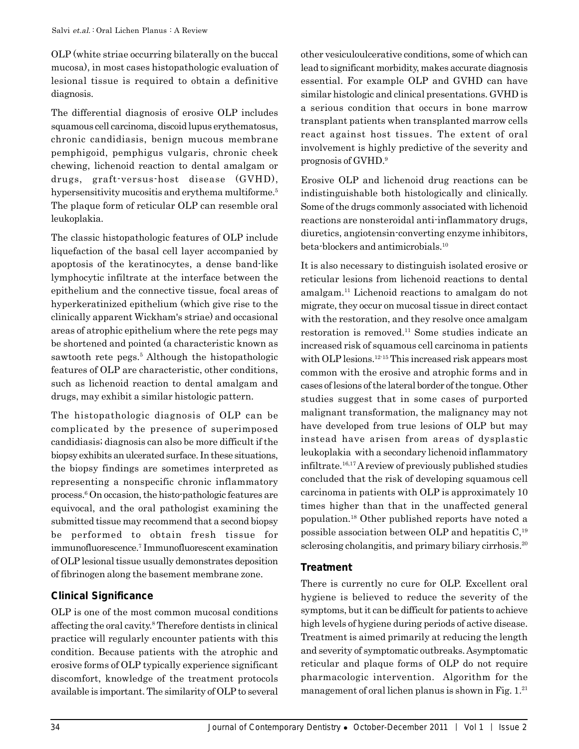OLP (white striae occurring bilaterally on the buccal mucosa), in most cases histopathologic evaluation of lesional tissue is required to obtain a definitive diagnosis.

The differential diagnosis of erosive OLP includes squamous cell carcinoma, discoid lupus erythematosus, chronic candidiasis, benign mucous membrane pemphigoid, pemphigus vulgaris, chronic cheek chewing, lichenoid reaction to dental amalgam or drugs, graft-versus-host disease (GVHD), hypersensitivity mucositis and erythema multiforme.[5] The plaque form of reticular OLP can resemble oral leukoplakia.

The classic histopathologic features of OLP include liquefaction of the basal cell layer accompanied by apoptosis of the keratinocytes, a dense band-like lymphocytic infiltrate at the interface between the epithelium and the connective tissue, focal areas of hyperkeratinized epithelium (which give rise to the clinically apparent Wickham's striae) and occasional areas of atrophic epithelium where the rete pegs may be shortened and pointed (a characteristic known as sawtooth rete pegs.[5] Although the histopathologic features of OLP are characteristic, other conditions, such as lichenoid reaction to dental amalgam and drugs, may exhibit a similar histologic pattern.

The histopathologic diagnosis of OLP can be complicated by the presence of superimposed candidiasis; diagnosis can also be more difficult if the biopsy exhibits an ulcerated surface. In these situations, the biopsy findings are sometimes interpreted as representing a nonspecific chronic inflammatory process.[6] On occasion, the histo-pathologic features are equivocal, and the oral pathologist examining the submitted tissue may recommend that a second biopsy be performed to obtain fresh tissue for immunofluorescence.[7] Immunofluorescent examination of OLP lesional tissue usually demonstrates deposition of fibrinogen along the basement membrane zone.

## Clinical Significance

OLP is one of the most common mucosal conditions affecting the oral cavity.[8] Therefore dentists in clinical practice will regularly encounter patients with this condition. Because patients with the atrophic and erosive forms of OLP typically experience significant discomfort, knowledge of the treatment protocols available is important. The similarity of OLP to several other vesiculoulcerative conditions, some of which can lead to significant morbidity, makes accurate diagnosis essential. For example OLP and GVHD can have similar histologic and clinical presentations. GVHD is a serious condition that occurs in bone marrow transplant patients when transplanted marrow cells react against host tissues. The extent of oral involvement is highly predictive of the severity and prognosis of GVHD.[9]

Erosive OLP and lichenoid drug reactions can be indistinguishable both histologically and clinically. Some of the drugs commonly associated with lichenoid reactions are nonsteroidal anti-inflammatory drugs, diuretics, angiotensin-converting enzyme inhibitors, beta-blockers and antimicrobials.[10]

It is also necessary to distinguish isolated erosive or reticular lesions from lichenoid reactions to dental amalgam.[11] Lichenoid reactions to amalgam do not migrate, they occur on mucosal tissue in direct contact with the restoration, and they resolve once amalgam restoration is removed.[11] Some studies indicate an increased risk of squamous cell carcinoma in patients with OLP lesions.[12-15] This increased risk appears most common with the erosive and atrophic forms and in cases of lesions of the lateral border of the tongue. Other studies suggest that in some cases of purported malignant transformation, the malignancy may not have developed from true lesions of OLP but may instead have arisen from areas of dysplastic leukoplakia with a secondary lichenoid inflammatory infiltrate.[16,17] A review of previously published studies concluded that the risk of developing squamous cell carcinoma in patients with OLP is approximately 10 times higher than that in the unaffected general population.[18] Other published reports have noted a possible association between OLP and hepatitis C,[19] sclerosing cholangitis, and primary biliary cirrhosis.[20]

## Treatment

There is currently no cure for OLP. Excellent oral hygiene is believed to reduce the severity of the symptoms, but it can be difficult for patients to achieve high levels of hygiene during periods of active disease. Treatment is aimed primarily at reducing the length and severity of symptomatic outbreaks. Asymptomatic reticular and plaque forms of OLP do not require pharmacologic intervention. Algorithm for the management of oral lichen planus is shown in Fig. 1.[21]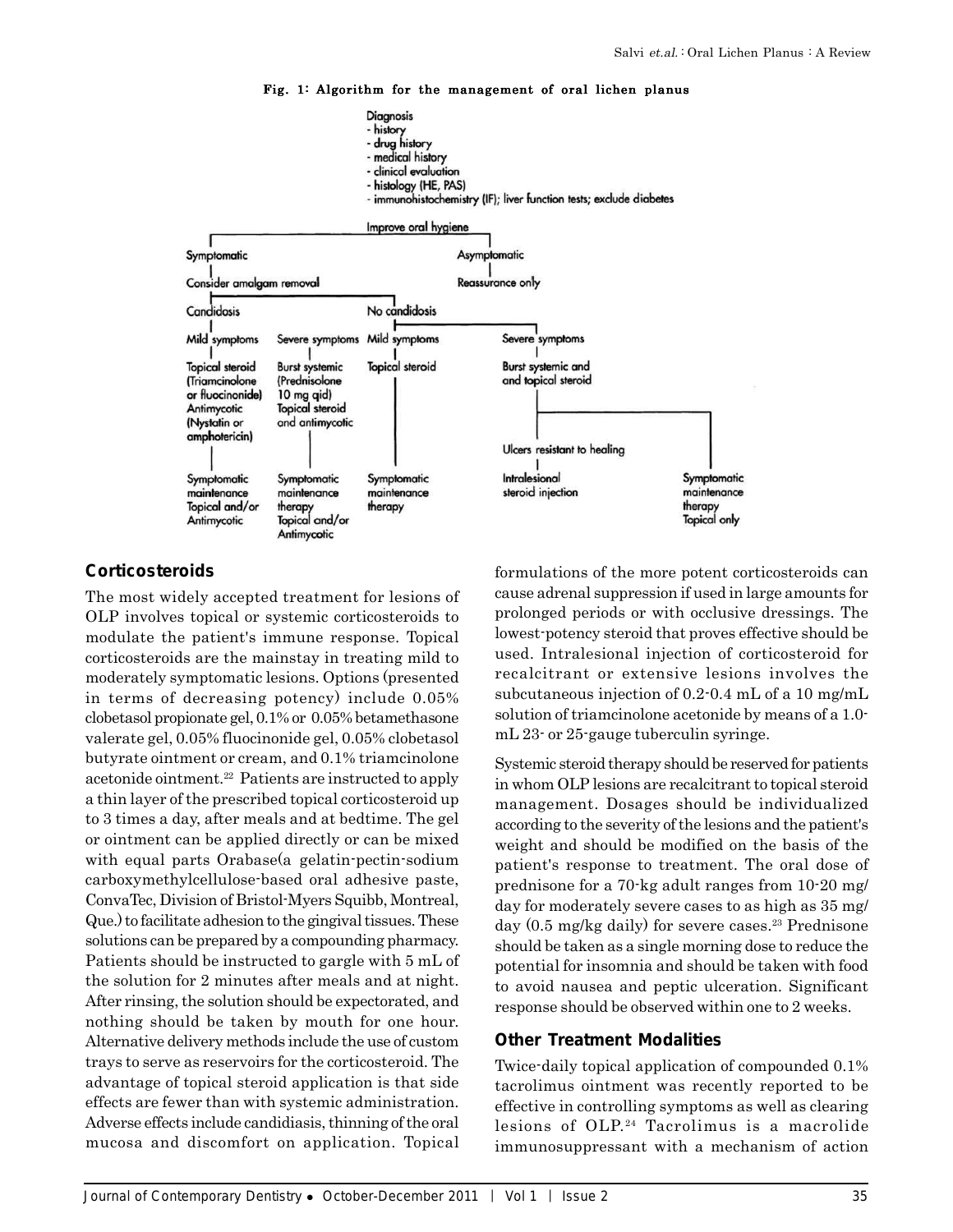**Fig. 1: Algorithm for the management of oral lichen planus**

Diagnosis
- history
- drug history
- medical history
- clinical evaluation
- histology (HE, PAS)
- immunohistochemistry (IF); liver function tests; exclude diabetes

Improve oral hygiene

- **Symptomatic**
  - Consider amalgam removal
    - **Candidosis**
      - Mild symptoms
        - Topical steroid (Triamcinolone or fluocinonide) Antimycotic (Nystatin or amphotericin)
        - Symptomatic maintenance Topical and/or Antimycotic
      - Severe symptoms
        - Burst systemic (Prednisolone 10 mg qid) Topical steroid and antimycotic
        - Symptomatic maintenance therapy Topical and/or Antimycotic
    - **No candidosis**
      - Mild symptoms
        - Topical steroid
        - Symptomatic maintenance therapy
      - Severe symptoms
        - Burst systemic and and topical steroid
          - Ulcers resistant to healing
            - Intralesional steroid injection
          - Symptomatic maintenance therapy Topical only
- **Asymptomatic**
  - Reassurance only

## Corticosteroids

The most widely accepted treatment for lesions of OLP involves topical or systemic corticosteroids to modulate the patient's immune response. Topical corticosteroids are the mainstay in treating mild to moderately symptomatic lesions. Options (presented in terms of decreasing potency) include 0.05% clobetasol propionate gel, 0.1% or 0.05% betamethasone valerate gel, 0.05% fluocinonide gel, 0.05% clobetasol butyrate ointment or cream, and 0.1% triamcinolone acetonide ointment.[22] Patients are instructed to apply a thin layer of the prescribed topical corticosteroid up to 3 times a day, after meals and at bedtime. The gel or ointment can be applied directly or can be mixed with equal parts Orabase(a gelatin-pectin-sodium carboxymethylcellulose-based oral adhesive paste, ConvaTec, Division of Bristol-Myers Squibb, Montreal, Que.) to facilitate adhesion to the gingival tissues. These solutions can be prepared by a compounding pharmacy. Patients should be instructed to gargle with 5 mL of the solution for 2 minutes after meals and at night. After rinsing, the solution should be expectorated, and nothing should be taken by mouth for one hour. Alternative delivery methods include the use of custom trays to serve as reservoirs for the corticosteroid. The advantage of topical steroid application is that side effects are fewer than with systemic administration. Adverse effects include candidiasis, thinning of the oral mucosa and discomfort on application. Topical formulations of the more potent corticosteroids can cause adrenal suppression if used in large amounts for prolonged periods or with occlusive dressings. The lowest-potency steroid that proves effective should be used. Intralesional injection of corticosteroid for recalcitrant or extensive lesions involves the subcutaneous injection of 0.2-0.4 mL of a 10 mg/mL solution of triamcinolone acetonide by means of a 1.0-mL 23- or 25-gauge tuberculin syringe.

Systemic steroid therapy should be reserved for patients in whom OLP lesions are recalcitrant to topical steroid management. Dosages should be individualized according to the severity of the lesions and the patient's weight and should be modified on the basis of the patient's response to treatment. The oral dose of prednisone for a 70-kg adult ranges from 10-20 mg/day for moderately severe cases to as high as 35 mg/day (0.5 mg/kg daily) for severe cases.[23] Prednisone should be taken as a single morning dose to reduce the potential for insomnia and should be taken with food to avoid nausea and peptic ulceration. Significant response should be observed within one to 2 weeks.

## Other Treatment Modalities

Twice-daily topical application of compounded 0.1% tacrolimus ointment was recently reported to be effective in controlling symptoms as well as clearing lesions of OLP.[24] Tacrolimus is a macrolide immunosuppressant with a mechanism of action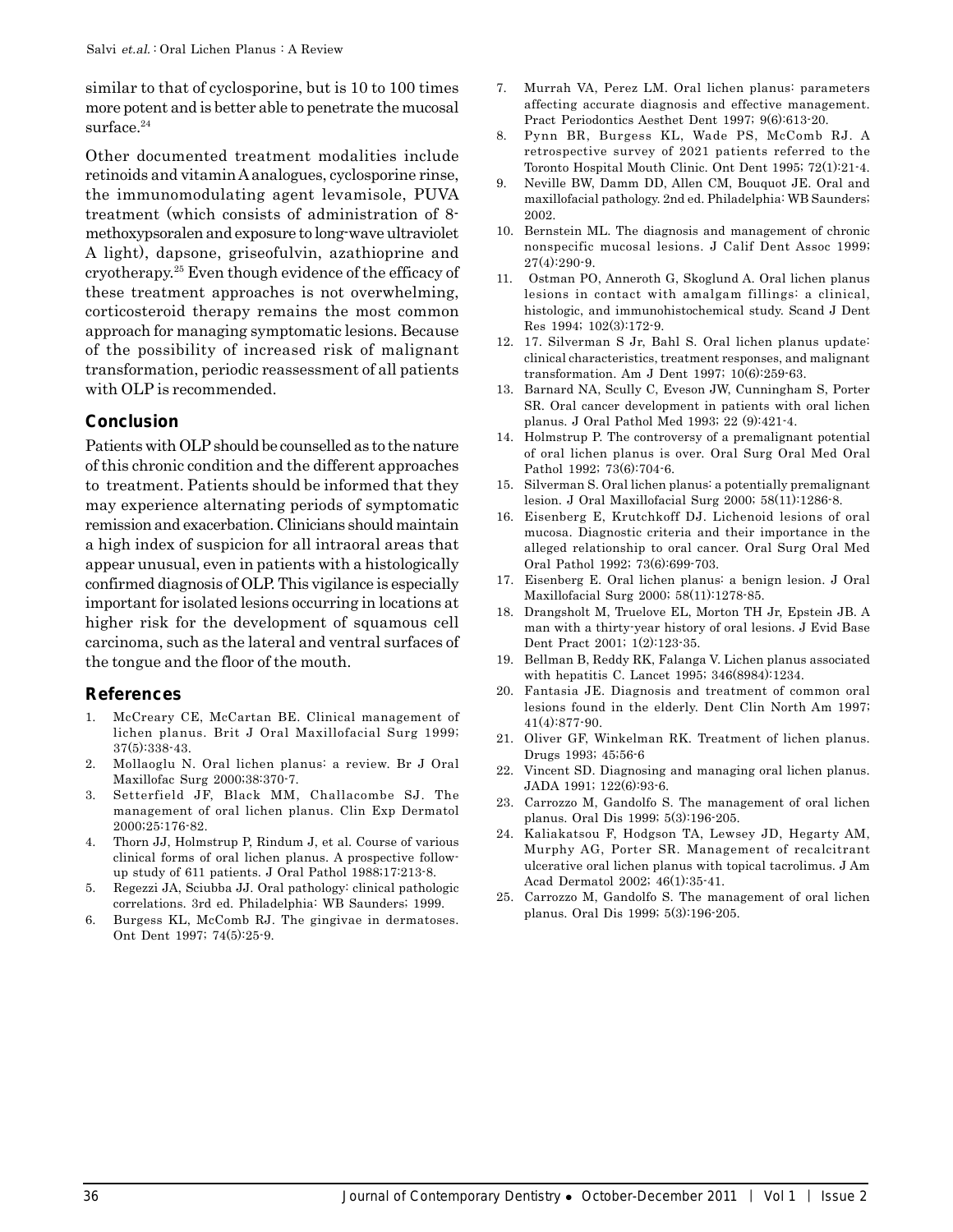similar to that of cyclosporine, but is 10 to 100 times more potent and is better able to penetrate the mucosal surface.[24]

Other documented treatment modalities include retinoids and vitamin A analogues, cyclosporine rinse, the immunomodulating agent levamisole, PUVA treatment (which consists of administration of 8-methoxypsoralen and exposure to long-wave ultraviolet A light), dapsone, griseofulvin, azathioprine and cryotherapy.[25] Even though evidence of the efficacy of these treatment approaches is not overwhelming, corticosteroid therapy remains the most common approach for managing symptomatic lesions. Because of the possibility of increased risk of malignant transformation, periodic reassessment of all patients with OLP is recommended.

## Conclusion

Patients with OLP should be counselled as to the nature of this chronic condition and the different approaches to treatment. Patients should be informed that they may experience alternating periods of symptomatic remission and exacerbation. Clinicians should maintain a high index of suspicion for all intraoral areas that appear unusual, even in patients with a histologically confirmed diagnosis of OLP. This vigilance is especially important for isolated lesions occurring in locations at higher risk for the development of squamous cell carcinoma, such as the lateral and ventral surfaces of the tongue and the floor of the mouth.

## References

1. McCreary CE, McCartan BE. Clinical management of lichen planus. Brit J Oral Maxillofacial Surg 1999; 37(5):338-43.
2. Mollaoglu N. Oral lichen planus: a review. Br J Oral Maxillofac Surg 2000;38:370-7.
3. Setterfield JF, Black MM, Challacombe SJ. The management of oral lichen planus. Clin Exp Dermatol 2000;25:176-82.
4. Thorn JJ, Holmstrup P, Rindum J, et al. Course of various clinical forms of oral lichen planus. A prospective follow-up study of 611 patients. J Oral Pathol 1988;17:213-8.
5. Regezzi JA, Sciubba JJ. Oral pathology: clinical pathologic correlations. 3rd ed. Philadelphia: WB Saunders; 1999.
6. Burgess KL, McComb RJ. The gingivae in dermatoses. Ont Dent 1997; 74(5):25-9.
7. Murrah VA, Perez LM. Oral lichen planus: parameters affecting accurate diagnosis and effective management. Pract Periodontics Aesthet Dent 1997; 9(6):613-20.
8. Pynn BR, Burgess KL, Wade PS, McComb RJ. A retrospective survey of 2021 patients referred to the Toronto Hospital Mouth Clinic. Ont Dent 1995; 72(1):21-4.
9. Neville BW, Damm DD, Allen CM, Bouquot JE. Oral and maxillofacial pathology. 2nd ed. Philadelphia: WB Saunders; 2002.
10. Bernstein ML. The diagnosis and management of chronic nonspecific mucosal lesions. J Calif Dent Assoc 1999; 27(4):290-9.
11. Ostman PO, Anneroth G, Skoglund A. Oral lichen planus lesions in contact with amalgam fillings: a clinical, histologic, and immunohistochemical study. Scand J Dent Res 1994; 102(3):172-9.
12. 17. Silverman S Jr, Bahl S. Oral lichen planus update: clinical characteristics, treatment responses, and malignant transformation. Am J Dent 1997; 10(6):259-63.
13. Barnard NA, Scully C, Eveson JW, Cunningham S, Porter SR. Oral cancer development in patients with oral lichen planus. J Oral Pathol Med 1993; 22 (9):421-4.
14. Holmstrup P. The controversy of a premalignant potential of oral lichen planus is over. Oral Surg Oral Med Oral Pathol 1992; 73(6):704-6.
15. Silverman S. Oral lichen planus: a potentially premalignant lesion. J Oral Maxillofacial Surg 2000; 58(11):1286-8.
16. Eisenberg E, Krutchkoff DJ. Lichenoid lesions of oral mucosa. Diagnostic criteria and their importance in the alleged relationship to oral cancer. Oral Surg Oral Med Oral Pathol 1992; 73(6):699-703.
17. Eisenberg E. Oral lichen planus: a benign lesion. J Oral Maxillofacial Surg 2000; 58(11):1278-85.
18. Drangsholt M, Truelove EL, Morton TH Jr, Epstein JB. A man with a thirty-year history of oral lesions. J Evid Base Dent Pract 2001; 1(2):123-35.
19. Bellman B, Reddy RK, Falanga V. Lichen planus associated with hepatitis C. Lancet 1995; 346(8984):1234.
20. Fantasia JE. Diagnosis and treatment of common oral lesions found in the elderly. Dent Clin North Am 1997; 41(4):877-90.
21. Oliver GF, Winkelman RK. Treatment of lichen planus. Drugs 1993; 45;56-6
22. Vincent SD. Diagnosing and managing oral lichen planus. JADA 1991; 122(6):93-6.
23. Carrozzo M, Gandolfo S. The management of oral lichen planus. Oral Dis 1999; 5(3):196-205.
24. Kaliakatsou F, Hodgson TA, Lewsey JD, Hegarty AM, Murphy AG, Porter SR. Management of recalcitrant ulcerative oral lichen planus with topical tacrolimus. J Am Acad Dermatol 2002; 46(1):35-41.
25. Carrozzo M, Gandolfo S. The management of oral lichen planus. Oral Dis 1999; 5(3):196-205.